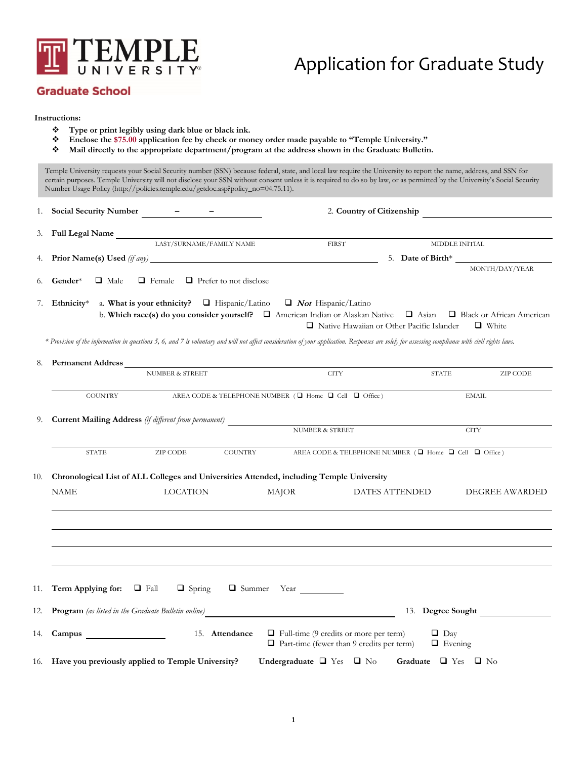**TEMPLE UNIVERSITY**

**Graduate School**

# Application for Graduate Study

**Instructions:**

- **Type or print legibly using dark blue or black ink.**
- **Enclose the $75.00 application fee by check or money order made payable to "Temple University."**
- **Mail directly to the appropriate department/program at the address shown in the Graduate Bulletin.**

Temple University requests your Social Security number (SSN) because federal, state, and local law require the University to report the name, address, and SSN for certain purposes. Temple University will not disclose your SSN without consent unless it is required to do so by law, or as permitted by the University's Social Security Number Usage Policy (http://policies.temple.edu/getdoc.asp?policy_no=04.75.11).

1. **Social Security Number** ______ – ______ – ______ 2. **Country of Citizenship** ______________________

3. **Full Legal Name** ________________________________________________
LAST/SURNAME/FAMILY NAME FIRST MIDDLE INITIAL

4. **Prior Name(s) Used** *(if any)* ______________________ 5. **Date of Birth*** ______________
MONTH/DAY/YEAR

6. **Gender*** ❑ Male ❑ Female ❑ Prefer to not disclose

7. **Ethnicity*** a. **What is your ethnicity?** ❑ Hispanic/Latino ❑ ***Not*** Hispanic/Latino
b. **Which race(s) do you consider yourself?** ❑ American Indian or Alaskan Native ❑ Asian ❑ Black or African American ❑ Native Hawaiian or Other Pacific Islander ❑ White

*\* Provision of the information in questions 5, 6, and 7 is voluntary and will not affect consideration of your application. Responses are solely for assessing compliance with civil rights laws.*

8. **Permanent Address** ________________________________________________
NUMBER & STREET CITY STATE ZIP CODE
________________________________________________
COUNTRY AREA CODE & TELEPHONE NUMBER ( ❑ Home ❑ Cell ❑ Office ) EMAIL

9. **Current Mailing Address** *(if different from permanent)* ________________________________________________
NUMBER & STREET CITY
________________________________________________
STATE ZIP CODE COUNTRY AREA CODE & TELEPHONE NUMBER ( ❑ Home ❑ Cell ❑ Office )

10. **Chronological List of ALL Colleges and Universities Attended, including Temple University**

| NAME | LOCATION | MAJOR | DATES ATTENDED | DEGREE AWARDED |
|---|---|---|---|---|
| | | | | |
| | | | | |
| | | | | |
| | | | | |

11. **Term Applying for:** ❑ Fall ❑ Spring ❑ Summer Year ________

12. **Program** *(as listed in the Graduate Bulletin online)* ______________________ 13. **Degree Sought** ______________

14. **Campus** ______________ 15. **Attendance** ❑ Full-time (9 credits or more per term) ❑ Part-time (fewer than 9 credits per term) ❑ Day ❑ Evening

16. **Have you previously applied to Temple University?** **Undergraduate** ❑ Yes ❑ No **Graduate** ❑ Yes ❑ No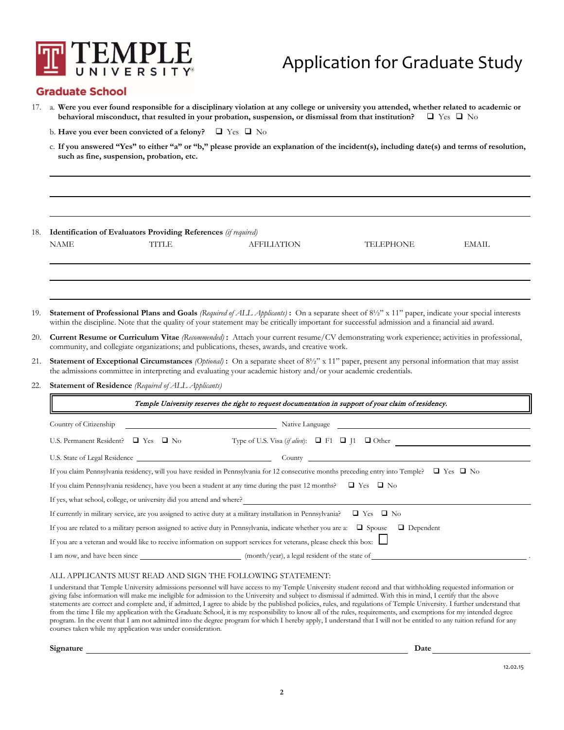# TEMPLE UNIVERSITY

**Graduate School**

# Application for Graduate Study

17. a. **Were you ever found responsible for a disciplinary violation at any college or university you attended, whether related to academic or behavioral misconduct, that resulted in your probation, suspension, or dismissal from that institution?** ❑ Yes ❑ No

    b. **Have you ever been convicted of a felony?** ❑ Yes ❑ No

    c. **If you answered "Yes" to either "a" or "b," please provide an explanation of the incident(s), including date(s) and terms of resolution, such as fine, suspension, probation, etc.**

18. **Identification of Evaluators Providing References** *(if required)*

| NAME | TITLE | AFFILIATION | TELEPHONE | EMAIL |
|---|---|---|---|---|
| | | | | |
| | | | | |
| | | | | |

19. **Statement of Professional Plans and Goals** *(Required of ALL Applicants)* **:** On a separate sheet of 8½" x 11" paper, indicate your special interests within the discipline. Note that the quality of your statement may be critically important for successful admission and a financial aid award.

20. **Current Resume or Curriculum Vitae** *(Recommended)* **:** Attach your current resume/CV demonstrating work experience; activities in professional, community, and collegiate organizations; and publications, theses, awards, and creative work.

21. **Statement of Exceptional Circumstances** *(Optional)* **:** On a separate sheet of 8½" x 11" paper, present any personal information that may assist the admissions committee in interpreting and evaluating your academic history and/or your academic credentials.

22. **Statement of Residence** *(Required of ALL Applicants)*

*Temple University reserves the right to request documentation in support of your claim of residency.*

Country of Citizenship ____________________ Native Language ____________________

U.S. Permanent Resident? ❑ Yes ❑ No Type of U.S. Visa *(if alien)*: ❑ F1 ❑ J1 ❑ Other ____________

U.S. State of Legal Residence ____________________ County ____________________

If you claim Pennsylvania residency, will you have resided in Pennsylvania for 12 consecutive months preceding entry into Temple? ❑ Yes ❑ No

If you claim Pennsylvania residency, have you been a student at any time during the past 12 months? ❑ Yes ❑ No

If yes, what school, college, or university did you attend and where? ____________________

If currently in military service, are you assigned to active duty at a military installation in Pennsylvania? ❑ Yes ❑ No

If you are related to a military person assigned to active duty in Pennsylvania, indicate whether you are a: ❑ Spouse ❑ Dependent

If you are a veteran and would like to receive information on support services for veterans, please check this box: ☐

I am now, and have been since ____________ (month/year), a legal resident of the state of ____________.

ALL APPLICANTS MUST READ AND SIGN THE FOLLOWING STATEMENT:

I understand that Temple University admissions personnel will have access to my Temple University student record and that withholding requested information or giving false information will make me ineligible for admission to the University and subject to dismissal if admitted. With this in mind, I certify that the above statements are correct and complete and, if admitted, I agree to abide by the published policies, rules, and regulations of Temple University. I further understand that from the time I file my application with the Graduate School, it is my responsibility to know all of the rules, requirements, and exemptions for my intended degree program. In the event that I am not admitted into the degree program for which I hereby apply, I understand that I will not be entitled to any tuition refund for any courses taken while my application was under consideration.

**Signature** ______________________________ **Date** ____________

12.02.15